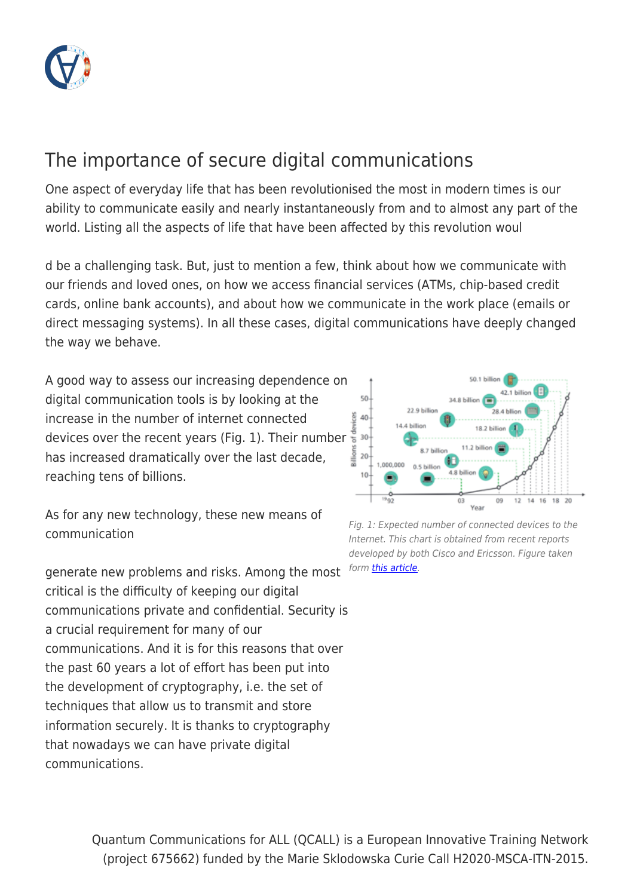# The importance of secure digital communications

One aspect of everyday life that has been revolutionised the most in modern times is our ability to communicate easily and nearly instantaneously from and to almost any part of the world. Listing all the aspects of life that have been affected by this revolution woul

d be a challenging task. But, just to mention a few, think about how we communicate with our friends and loved ones, on how we access financial services (ATMs, chip-based credit cards, online bank accounts), and about how we communicate in the work place (emails or direct messaging systems). In all these cases, digital communications have deeply changed the way we behave.

A good way to assess our increasing dependence on digital communication tools is by looking at the increase in the number of internet connected devices over the recent years (Fig. 1). Their number has increased dramatically over the last decade, reaching tens of billions.

*Fig. 1: Expected number of connected devices to the Internet. This chart is obtained from recent reports developed by both Cisco and Ericsson. Figure taken form [this article](#).*

As for any new technology, these new means of communication

generate new problems and risks. Among the most critical is the difficulty of keeping our digital communications private and confidential. Security is a crucial requirement for many of our communications. And it is for this reasons that over the past 60 years a lot of effort has been put into the development of cryptography, i.e. the set of techniques that allow us to transmit and store information securely. It is thanks to cryptography that nowadays we can have private digital communications.

Quantum Communications for ALL (QCALL) is a European Innovative Training Network (project 675662) funded by the Marie Sklodowska Curie Call H2020-MSCA-ITN-2015.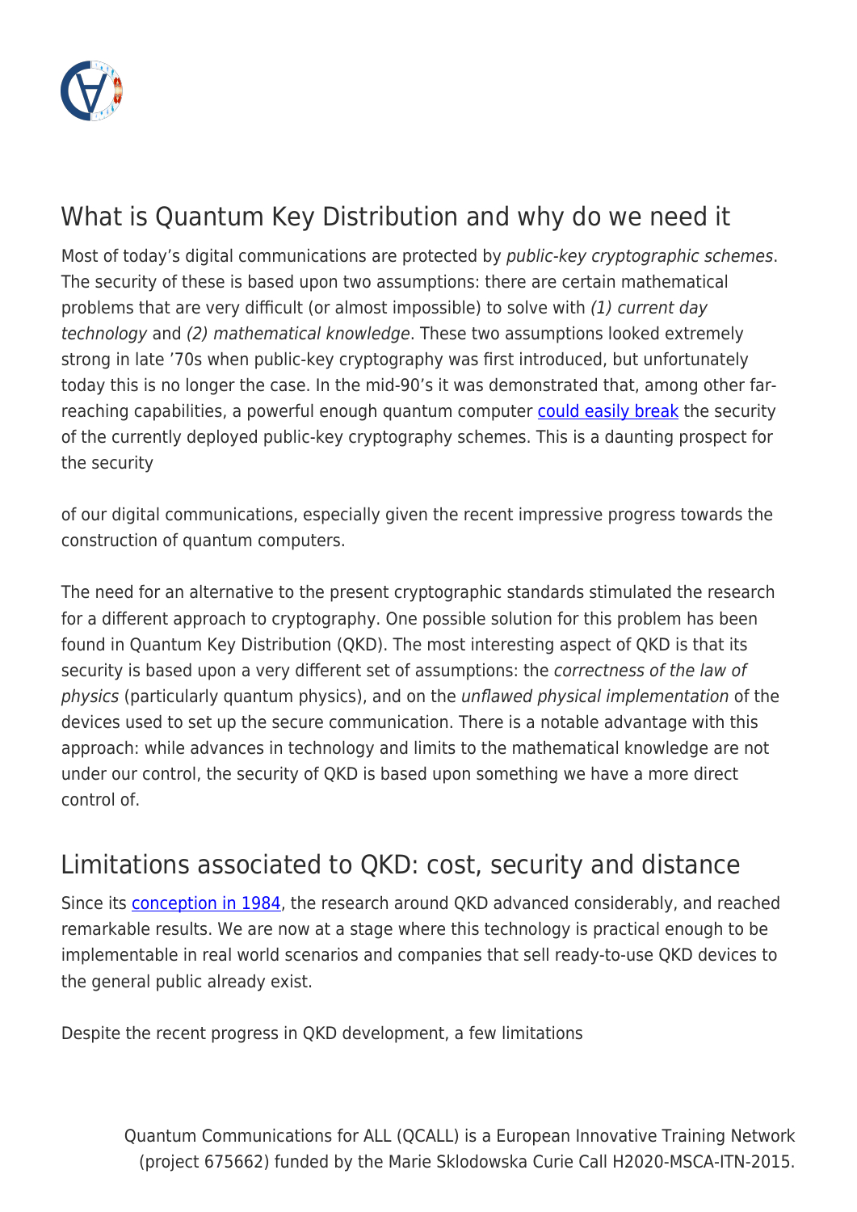## What is Quantum Key Distribution and why do we need it

Most of today's digital communications are protected by *public-key cryptographic schemes*. The security of these is based upon two assumptions: there are certain mathematical problems that are very difficult (or almost impossible) to solve with *(1) current day technology* and *(2) mathematical knowledge*. These two assumptions looked extremely strong in late '70s when public-key cryptography was first introduced, but unfortunately today this is no longer the case. In the mid-90's it was demonstrated that, among other far-reaching capabilities, a powerful enough quantum computer could easily break the security of the currently deployed public-key cryptography schemes. This is a daunting prospect for the security of our digital communications, especially given the recent impressive progress towards the construction of quantum computers.

The need for an alternative to the present cryptographic standards stimulated the research for a different approach to cryptography. One possible solution for this problem has been found in Quantum Key Distribution (QKD). The most interesting aspect of QKD is that its security is based upon a very different set of assumptions: the *correctness of the law of physics* (particularly quantum physics), and on the *unflawed physical implementation* of the devices used to set up the secure communication. There is a notable advantage with this approach: while advances in technology and limits to the mathematical knowledge are not under our control, the security of QKD is based upon something we have a more direct control of.

## Limitations associated to QKD: cost, security and distance

Since its conception in 1984, the research around QKD advanced considerably, and reached remarkable results. We are now at a stage where this technology is practical enough to be implementable in real world scenarios and companies that sell ready-to-use QKD devices to the general public already exist.

Despite the recent progress in QKD development, a few limitations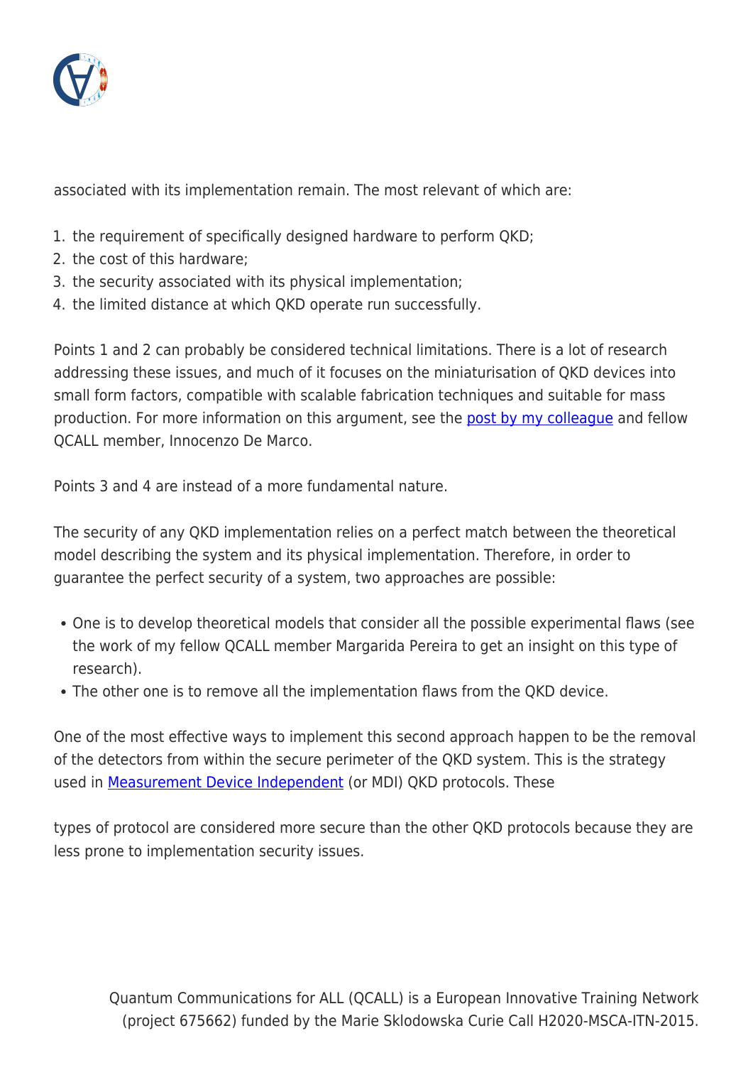associated with its implementation remain. The most relevant of which are:

1. the requirement of specifically designed hardware to perform QKD;
2. the cost of this hardware;
3. the security associated with its physical implementation;
4. the limited distance at which QKD operate run successfully.

Points 1 and 2 can probably be considered technical limitations. There is a lot of research addressing these issues, and much of it focuses on the miniaturisation of QKD devices into small form factors, compatible with scalable fabrication techniques and suitable for mass production. For more information on this argument, see the [post by my colleague]() and fellow QCALL member, Innocenzo De Marco.

Points 3 and 4 are instead of a more fundamental nature.

The security of any QKD implementation relies on a perfect match between the theoretical model describing the system and its physical implementation. Therefore, in order to guarantee the perfect security of a system, two approaches are possible:

- One is to develop theoretical models that consider all the possible experimental flaws (see the work of my fellow QCALL member Margarida Pereira to get an insight on this type of research).
- The other one is to remove all the implementation flaws from the QKD device.

One of the most effective ways to implement this second approach happen to be the removal of the detectors from within the secure perimeter of the QKD system. This is the strategy used in [Measurement Device Independent]() (or MDI) QKD protocols. These

types of protocol are considered more secure than the other QKD protocols because they are less prone to implementation security issues.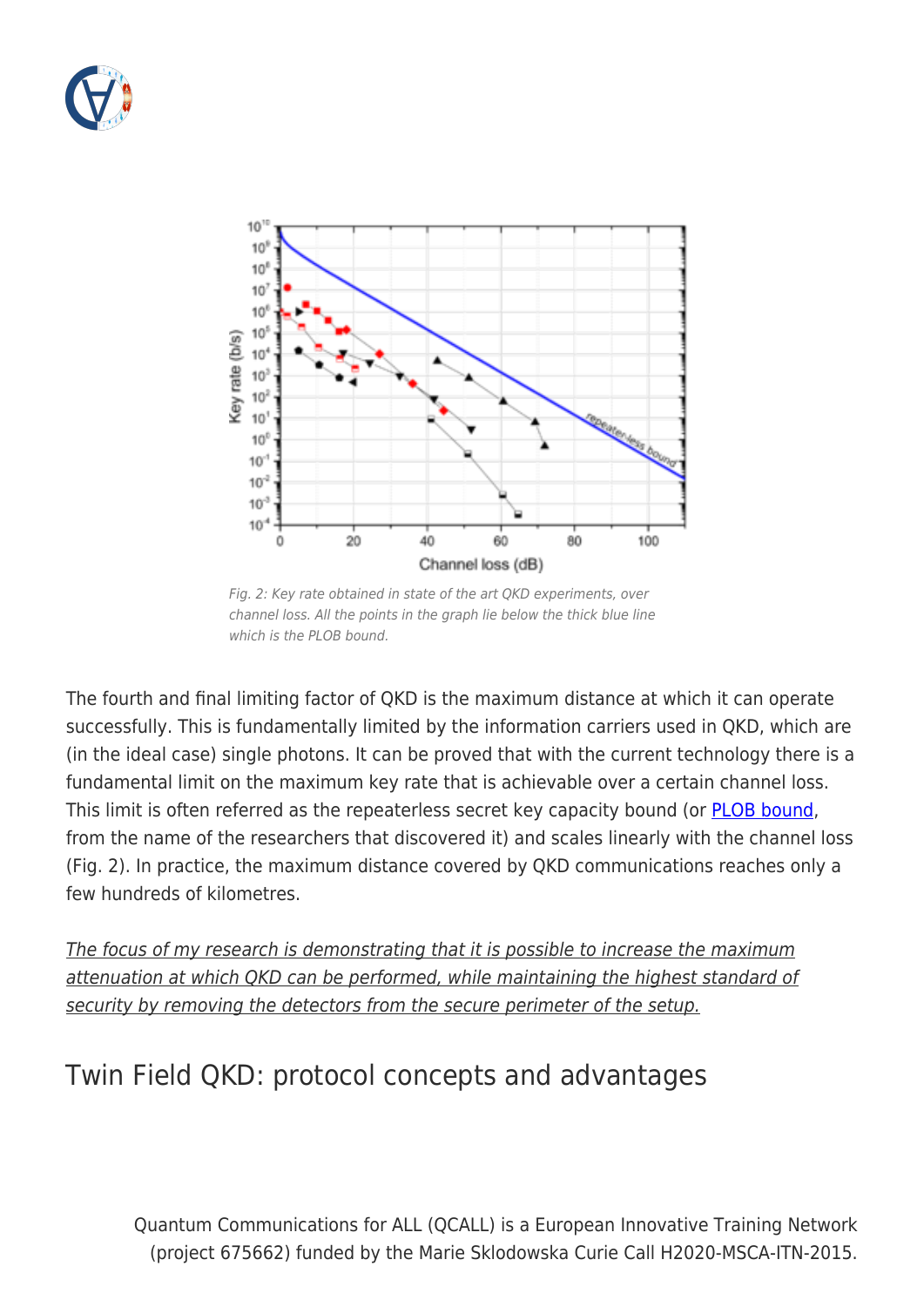Fig. 2: Key rate obtained in state of the art QKD experiments, over channel loss. All the points in the graph lie below the thick blue line which is the PLOB bound.

The fourth and final limiting factor of QKD is the maximum distance at which it can operate successfully. This is fundamentally limited by the information carriers used in QKD, which are (in the ideal case) single photons. It can be proved that with the current technology there is a fundamental limit on the maximum key rate that is achievable over a certain channel loss. This limit is often referred as the repeaterless secret key capacity bound (or PLOB bound, from the name of the researchers that discovered it) and scales linearly with the channel loss (Fig. 2). In practice, the maximum distance covered by QKD communications reaches only a few hundreds of kilometres.

*The focus of my research is demonstrating that it is possible to increase the maximum attenuation at which QKD can be performed, while maintaining the highest standard of security by removing the detectors from the secure perimeter of the setup.*

## Twin Field QKD: protocol concepts and advantages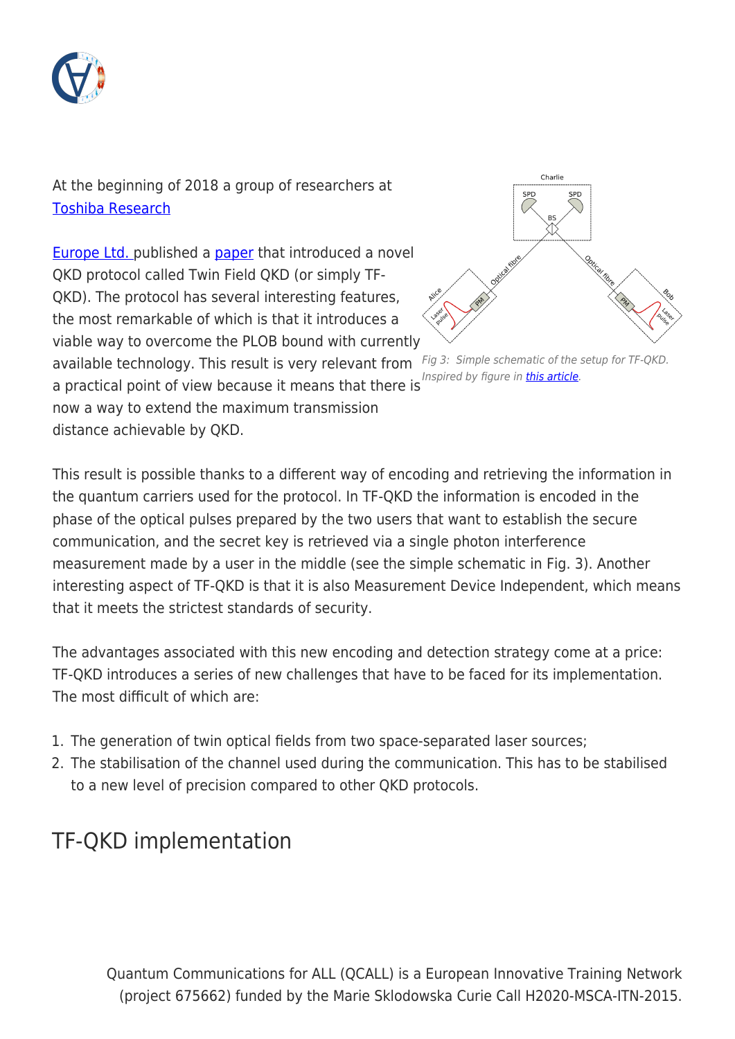At the beginning of 2018 a group of researchers at Toshiba Research Europe Ltd. published a paper that introduced a novel QKD protocol called Twin Field QKD (or simply TF-QKD). The protocol has several interesting features, the most remarkable of which is that it introduces a viable way to overcome the PLOB bound with currently available technology. This result is very relevant from a practical point of view because it means that there is now a way to extend the maximum transmission distance achievable by QKD.

*Fig 3: Simple schematic of the setup for TF-QKD. Inspired by figure in this article.*

This result is possible thanks to a different way of encoding and retrieving the information in the quantum carriers used for the protocol. In TF-QKD the information is encoded in the phase of the optical pulses prepared by the two users that want to establish the secure communication, and the secret key is retrieved via a single photon interference measurement made by a user in the middle (see the simple schematic in Fig. 3). Another interesting aspect of TF-QKD is that it is also Measurement Device Independent, which means that it meets the strictest standards of security.

The advantages associated with this new encoding and detection strategy come at a price: TF-QKD introduces a series of new challenges that have to be faced for its implementation. The most difficult of which are:

1. The generation of twin optical fields from two space-separated laser sources;
2. The stabilisation of the channel used during the communication. This has to be stabilised to a new level of precision compared to other QKD protocols.

## TF-QKD implementation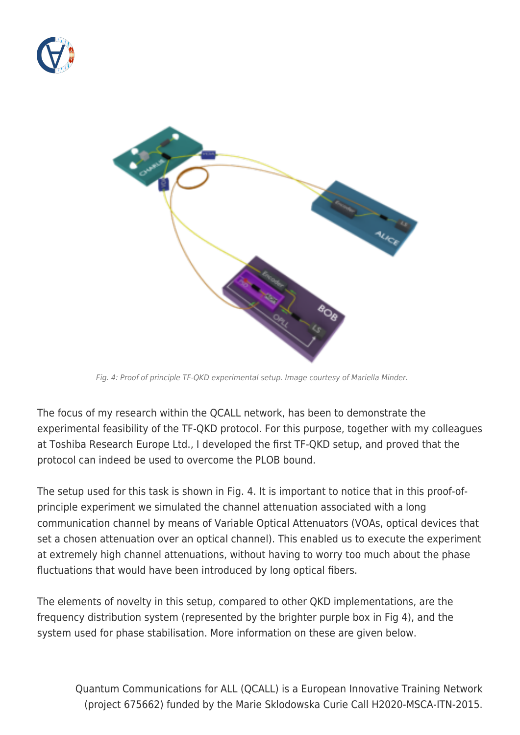Fig. 4: Proof of principle TF-QKD experimental setup. Image courtesy of Mariella Minder.

The focus of my research within the QCALL network, has been to demonstrate the experimental feasibility of the TF-QKD protocol. For this purpose, together with my colleagues at Toshiba Research Europe Ltd., I developed the first TF-QKD setup, and proved that the protocol can indeed be used to overcome the PLOB bound.

The setup used for this task is shown in Fig. 4. It is important to notice that in this proof-of-principle experiment we simulated the channel attenuation associated with a long communication channel by means of Variable Optical Attenuators (VOAs, optical devices that set a chosen attenuation over an optical channel). This enabled us to execute the experiment at extremely high channel attenuations, without having to worry too much about the phase fluctuations that would have been introduced by long optical fibers.

The elements of novelty in this setup, compared to other QKD implementations, are the frequency distribution system (represented by the brighter purple box in Fig 4), and the system used for phase stabilisation. More information on these are given below.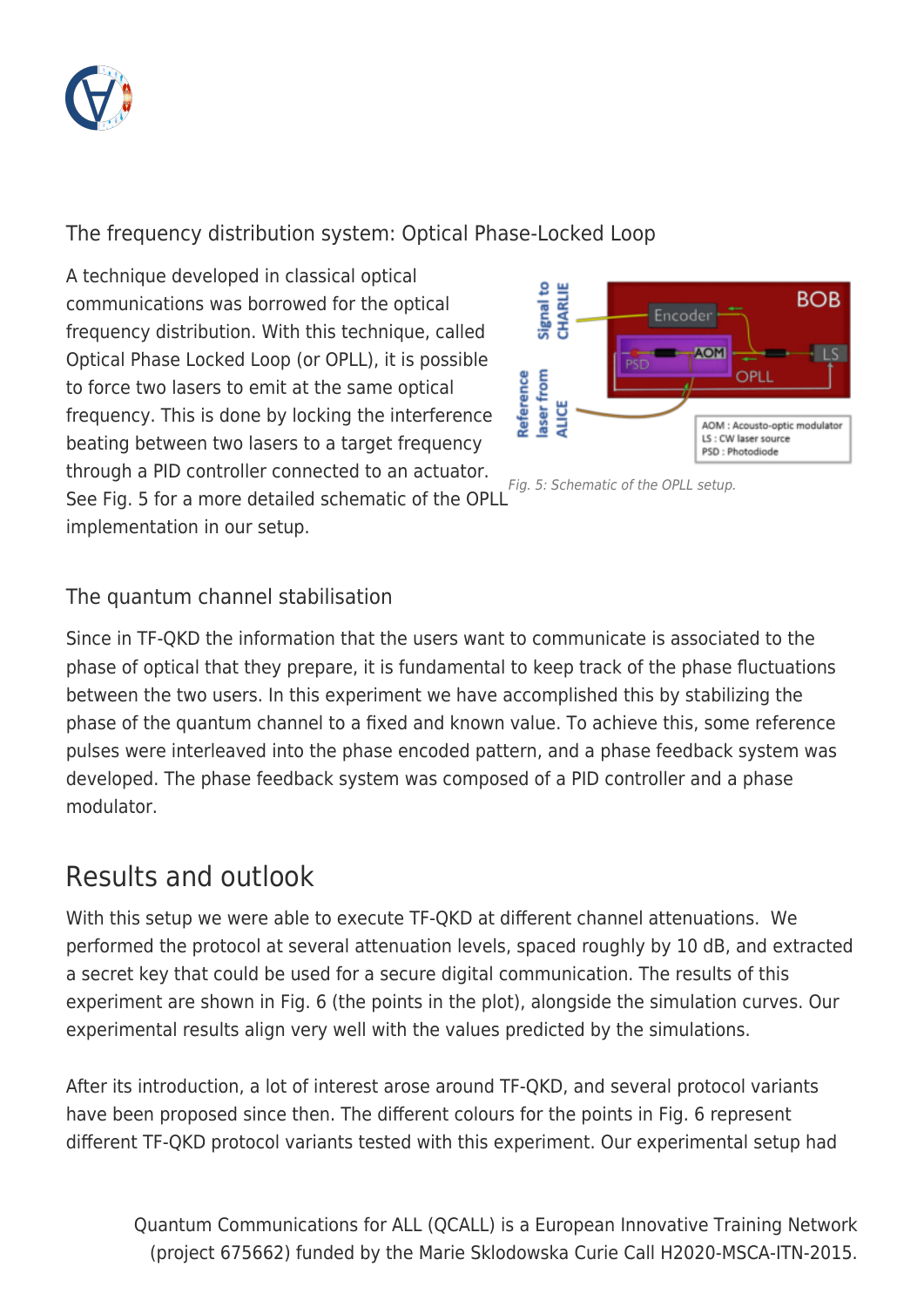### The frequency distribution system: Optical Phase-Locked Loop

A technique developed in classical optical communications was borrowed for the optical frequency distribution. With this technique, called Optical Phase Locked Loop (or OPLL), it is possible to force two lasers to emit at the same optical frequency. This is done by locking the interference beating between two lasers to a target frequency through a PID controller connected to an actuator. See Fig. 5 for a more detailed schematic of the OPLL implementation in our setup.

*Fig. 5: Schematic of the OPLL setup.*

### The quantum channel stabilisation

Since in TF-QKD the information that the users want to communicate is associated to the phase of optical that they prepare, it is fundamental to keep track of the phase fluctuations between the two users. In this experiment we have accomplished this by stabilizing the phase of the quantum channel to a fixed and known value. To achieve this, some reference pulses were interleaved into the phase encoded pattern, and a phase feedback system was developed. The phase feedback system was composed of a PID controller and a phase modulator.

## Results and outlook

With this setup we were able to execute TF-QKD at different channel attenuations. We performed the protocol at several attenuation levels, spaced roughly by 10 dB, and extracted a secret key that could be used for a secure digital communication. The results of this experiment are shown in Fig. 6 (the points in the plot), alongside the simulation curves. Our experimental results align very well with the values predicted by the simulations.

After its introduction, a lot of interest arose around TF-QKD, and several protocol variants have been proposed since then. The different colours for the points in Fig. 6 represent different TF-QKD protocol variants tested with this experiment. Our experimental setup had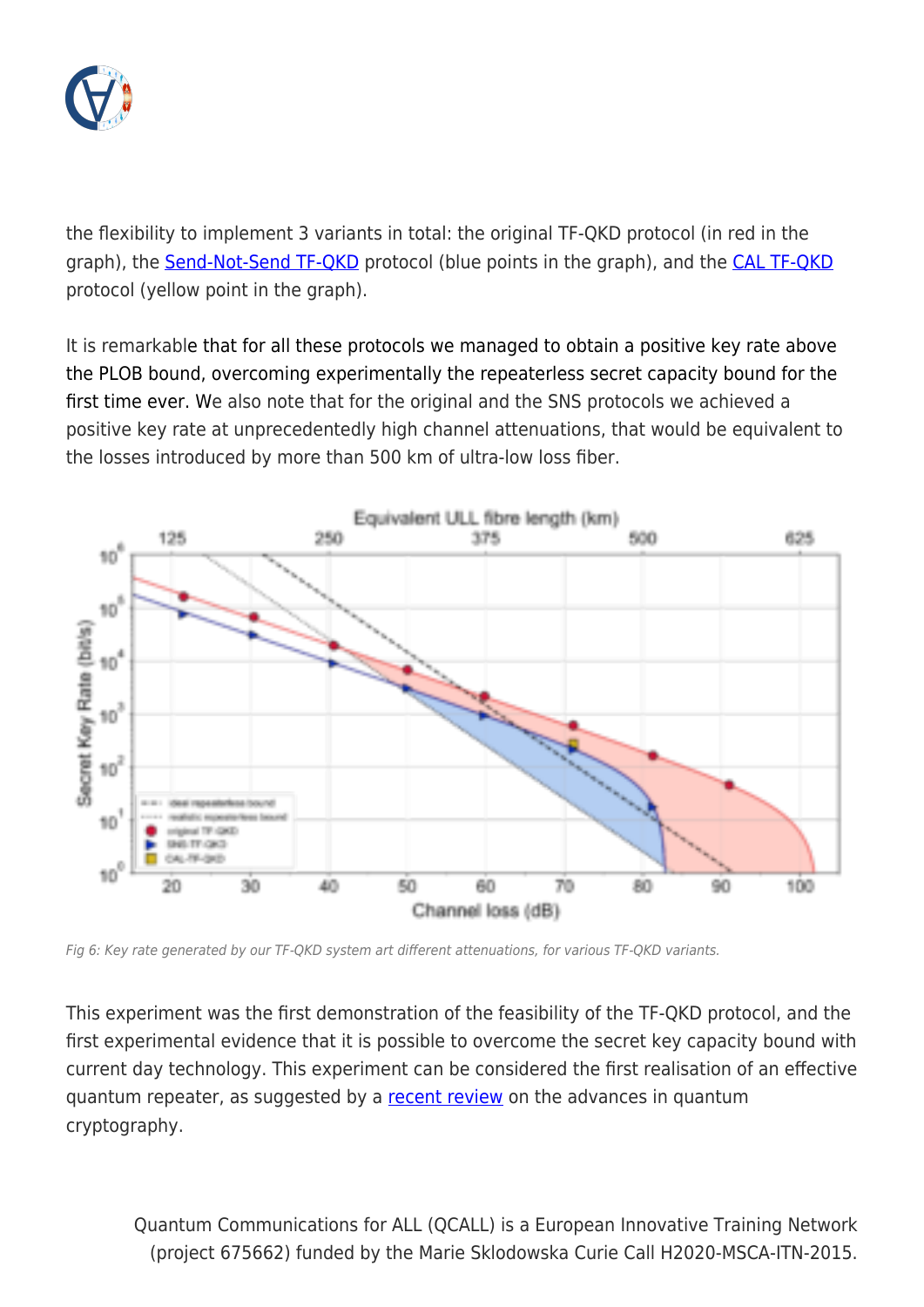the flexibility to implement 3 variants in total: the original TF-QKD protocol (in red in the graph), the [Send-Not-Send TF-QKD](#) protocol (blue points in the graph), and the [CAL TF-QKD](#) protocol (yellow point in the graph).

It is remarkable that for all these protocols we managed to obtain a positive key rate above the PLOB bound, overcoming experimentally the repeaterless secret capacity bound for the first time ever. We also note that for the original and the SNS protocols we achieved a positive key rate at unprecedentedly high channel attenuations, that would be equivalent to the losses introduced by more than 500 km of ultra-low loss fiber.

*Fig 6: Key rate generated by our TF-QKD system art different attenuations, for various TF-QKD variants.*

This experiment was the first demonstration of the feasibility of the TF-QKD protocol, and the first experimental evidence that it is possible to overcome the secret key capacity bound with current day technology. This experiment can be considered the first realisation of an effective quantum repeater, as suggested by a [recent review](#) on the advances in quantum cryptography.

Quantum Communications for ALL (QCALL) is a European Innovative Training Network (project 675662) funded by the Marie Sklodowska Curie Call H2020-MSCA-ITN-2015.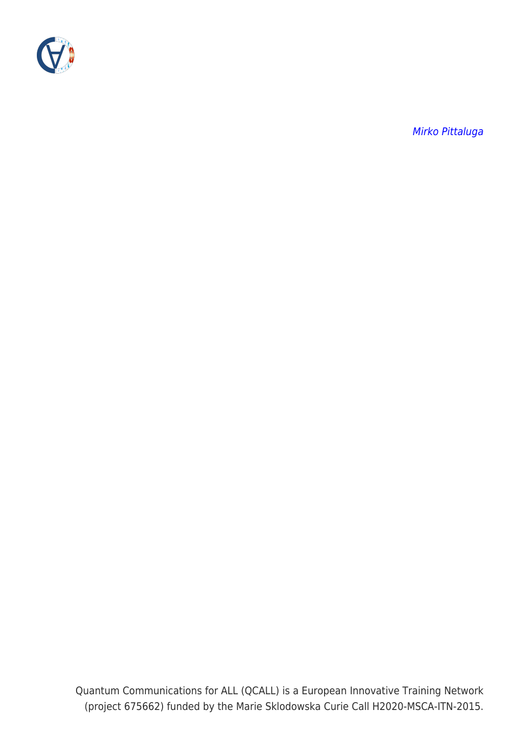*Mirko Pittaluga*